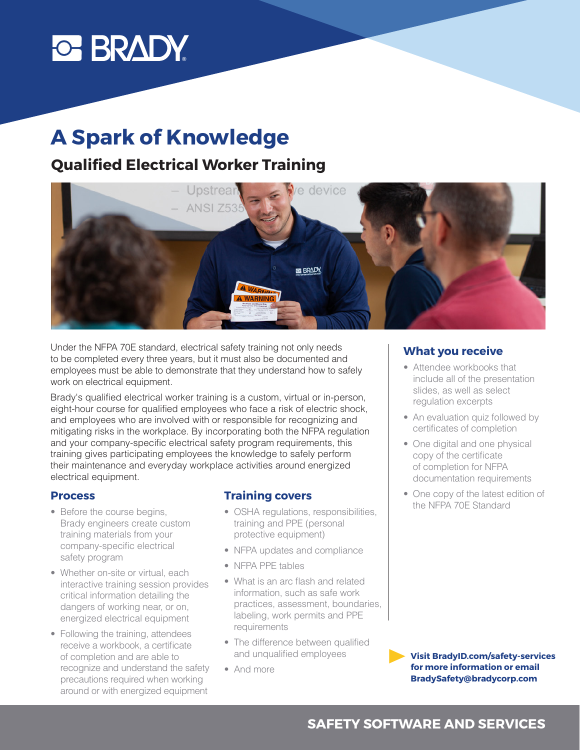# A Spark of Knowledge

## Qualified Electrical Worker Training

Under the NFPA 70E standard, electrical safety training not only needs to be completed every three years, but it must also be documented and employees must be able to demonstrate that they understand how to safely work on electrical equipment.

Brady's qualified electrical worker training is a custom, virtual or in-person, eight-hour course for qualified employees who face a risk of electric shock, and employees who are involved with or responsible for recognizing and mitigating risks in the workplace. By incorporating both the NFPA regulation and your company-specific electrical safety program requirements, this training gives participating employees the knowledge to safely perform their maintenance and everyday workplace activities around energized electrical equipment.

### Process

- Before the course begins, Brady engineers create custom training materials from your company-specific electrical safety program
- Whether on-site or virtual, each interactive training session provides critical information detailing the dangers of working near, or on, energized electrical equipment
- Following the training, attendees receive a workbook, a certificate of completion and are able to recognize and understand the safety precautions required when working around or with energized equipment

### Training covers

- OSHA regulations, responsibilities, training and PPE (personal protective equipment)
- NFPA updates and compliance
- NFPA PPE tables
- What is an arc flash and related information, such as safe work practices, assessment, boundaries, labeling, work permits and PPE requirements
- The difference between qualified and unqualified employees
- And more

### What you receive

- Attendee workbooks that include all of the presentation slides, as well as select regulation excerpts
- An evaluation quiz followed by certificates of completion
- One digital and one physical copy of the certificate of completion for NFPA documentation requirements
- One copy of the latest edition of the NFPA 70E Standard

**Visit BradyID.com/safety-services for more information or email BradySafety@bradycorp.com**

**SAFETY SOFTWARE AND SERVICES**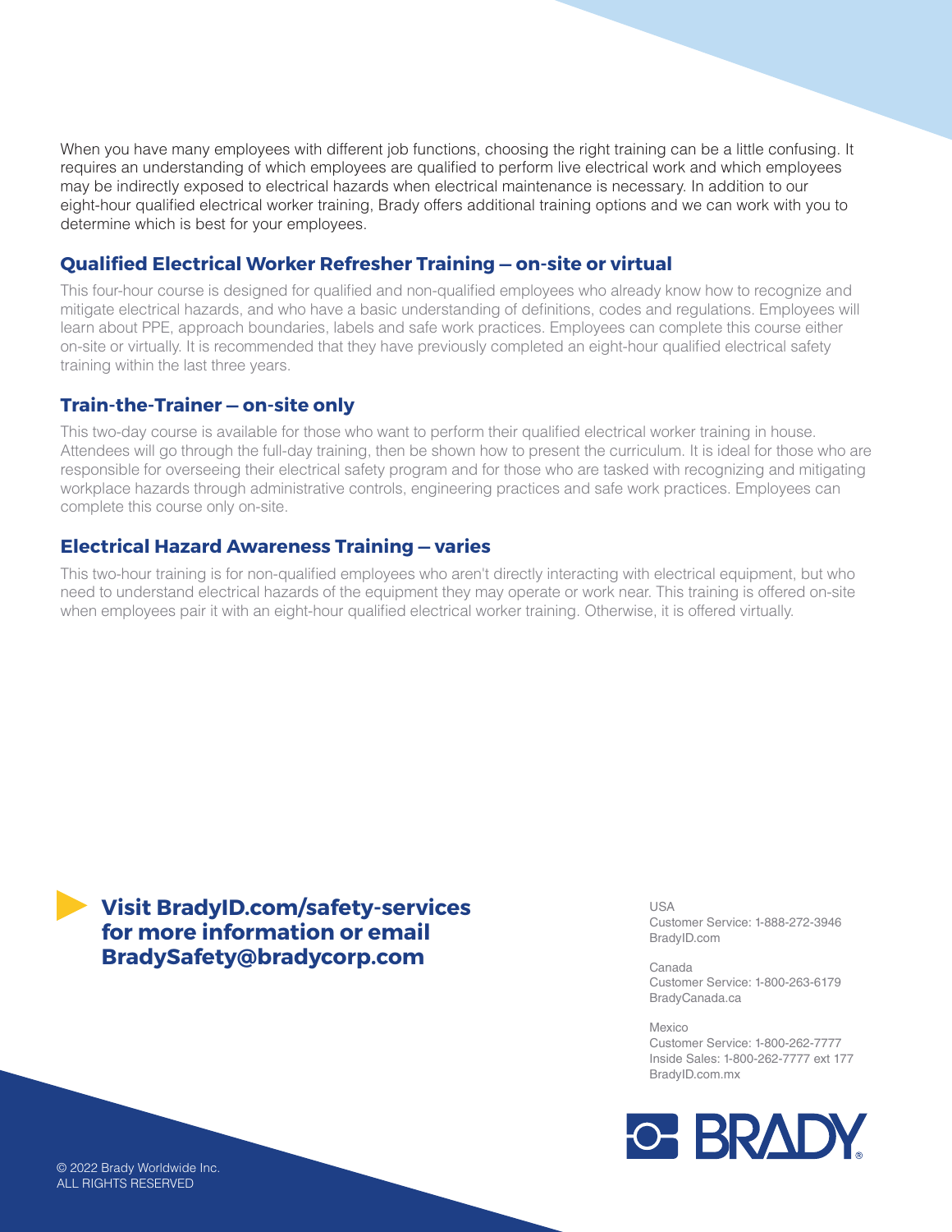When you have many employees with different job functions, choosing the right training can be a little confusing. It requires an understanding of which employees are qualified to perform live electrical work and which employees may be indirectly exposed to electrical hazards when electrical maintenance is necessary. In addition to our eight-hour qualified electrical worker training, Brady offers additional training options and we can work with you to determine which is best for your employees.

## Qualified Electrical Worker Refresher Training — on-site or virtual

This four-hour course is designed for qualified and non-qualified employees who already know how to recognize and mitigate electrical hazards, and who have a basic understanding of definitions, codes and regulations. Employees will learn about PPE, approach boundaries, labels and safe work practices. Employees can complete this course either on-site or virtually. It is recommended that they have previously completed an eight-hour qualified electrical safety training within the last three years.

## Train-the-Trainer — on-site only

This two-day course is available for those who want to perform their qualified electrical worker training in house. Attendees will go through the full-day training, then be shown how to present the curriculum. It is ideal for those who are responsible for overseeing their electrical safety program and for those who are tasked with recognizing and mitigating workplace hazards through administrative controls, engineering practices and safe work practices. Employees can complete this course only on-site.

## Electrical Hazard Awareness Training — varies

This two-hour training is for non-qualified employees who aren't directly interacting with electrical equipment, but who need to understand electrical hazards of the equipment they may operate or work near. This training is offered on-site when employees pair it with an eight-hour qualified electrical worker training. Otherwise, it is offered virtually.

**Visit BradyID.com/safety-services for more information or email BradySafety@bradycorp.com**

USA
Customer Service: 1-888-272-3946
BradyID.com

Canada
Customer Service: 1-800-263-6179
BradyCanada.ca

Mexico
Customer Service: 1-800-262-7777
Inside Sales: 1-800-262-7777 ext 177
BradyID.com.mx

BRADY

© 2022 Brady Worldwide Inc.
ALL RIGHTS RESERVED